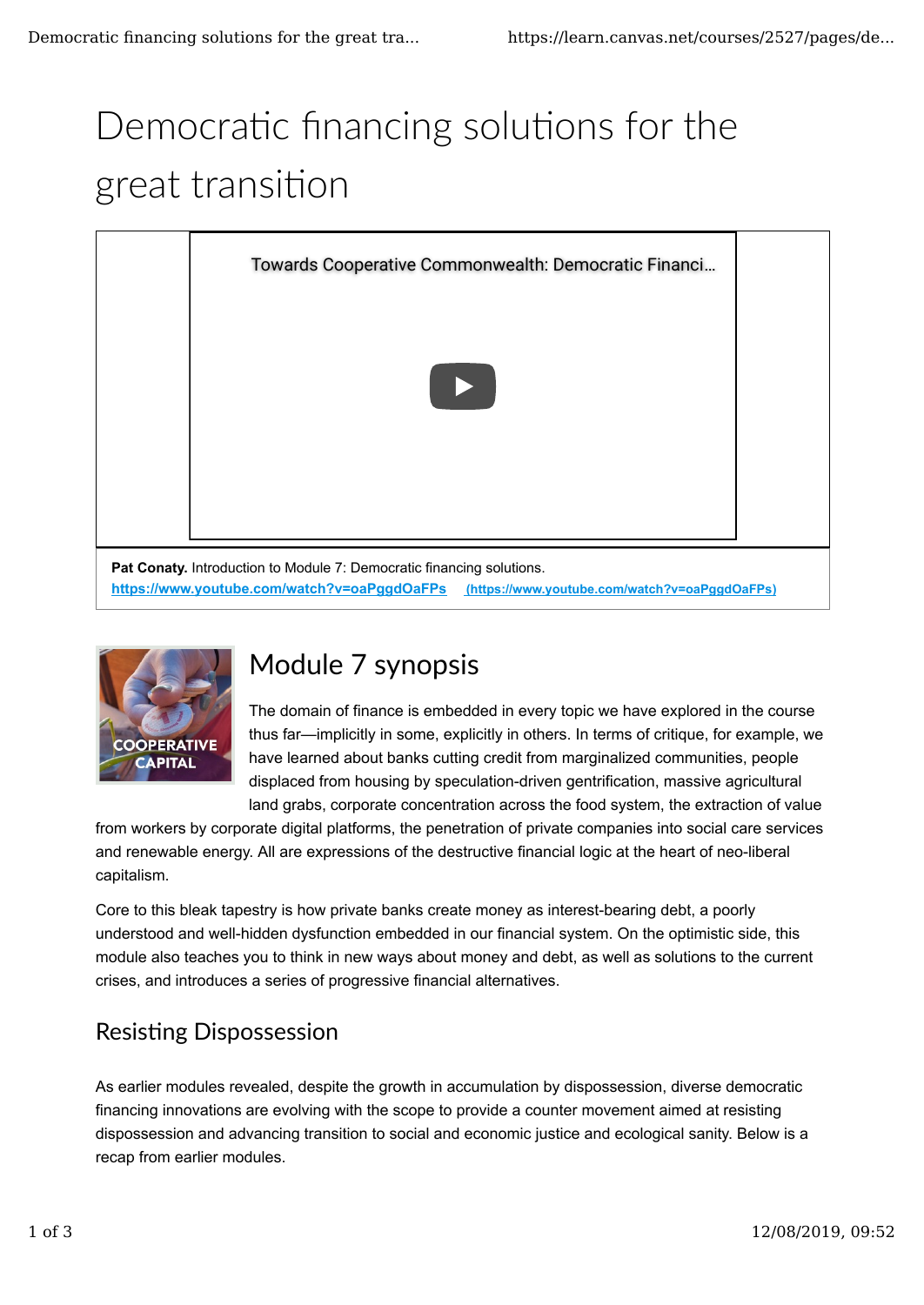# Democratic financing solutions for the great transition

Towards Cooperative Commonwealth: Democratic Financi...

**Pat Conaty.** Introduction to Module 7: Democratic financing solutions. https://www.youtube.com/watch?v=oaPggdOaFPs (https://www.youtube.com/watch?v=oaPggdOaFPs)

COOPERATIVE CAPITAL

## Module 7 synopsis

The domain of finance is embedded in every topic we have explored in the course thus far—implicitly in some, explicitly in others. In terms of critique, for example, we have learned about banks cutting credit from marginalized communities, people displaced from housing by speculation-driven gentrification, massive agricultural land grabs, corporate concentration across the food system, the extraction of value from workers by corporate digital platforms, the penetration of private companies into social care services and renewable energy. All are expressions of the destructive financial logic at the heart of neo-liberal capitalism.

Core to this bleak tapestry is how private banks create money as interest-bearing debt, a poorly understood and well-hidden dysfunction embedded in our financial system. On the optimistic side, this module also teaches you to think in new ways about money and debt, as well as solutions to the current crises, and introduces a series of progressive financial alternatives.

### Resisting Dispossession

As earlier modules revealed, despite the growth in accumulation by dispossession, diverse democratic financing innovations are evolving with the scope to provide a counter movement aimed at resisting dispossession and advancing transition to social and economic justice and ecological sanity. Below is a recap from earlier modules.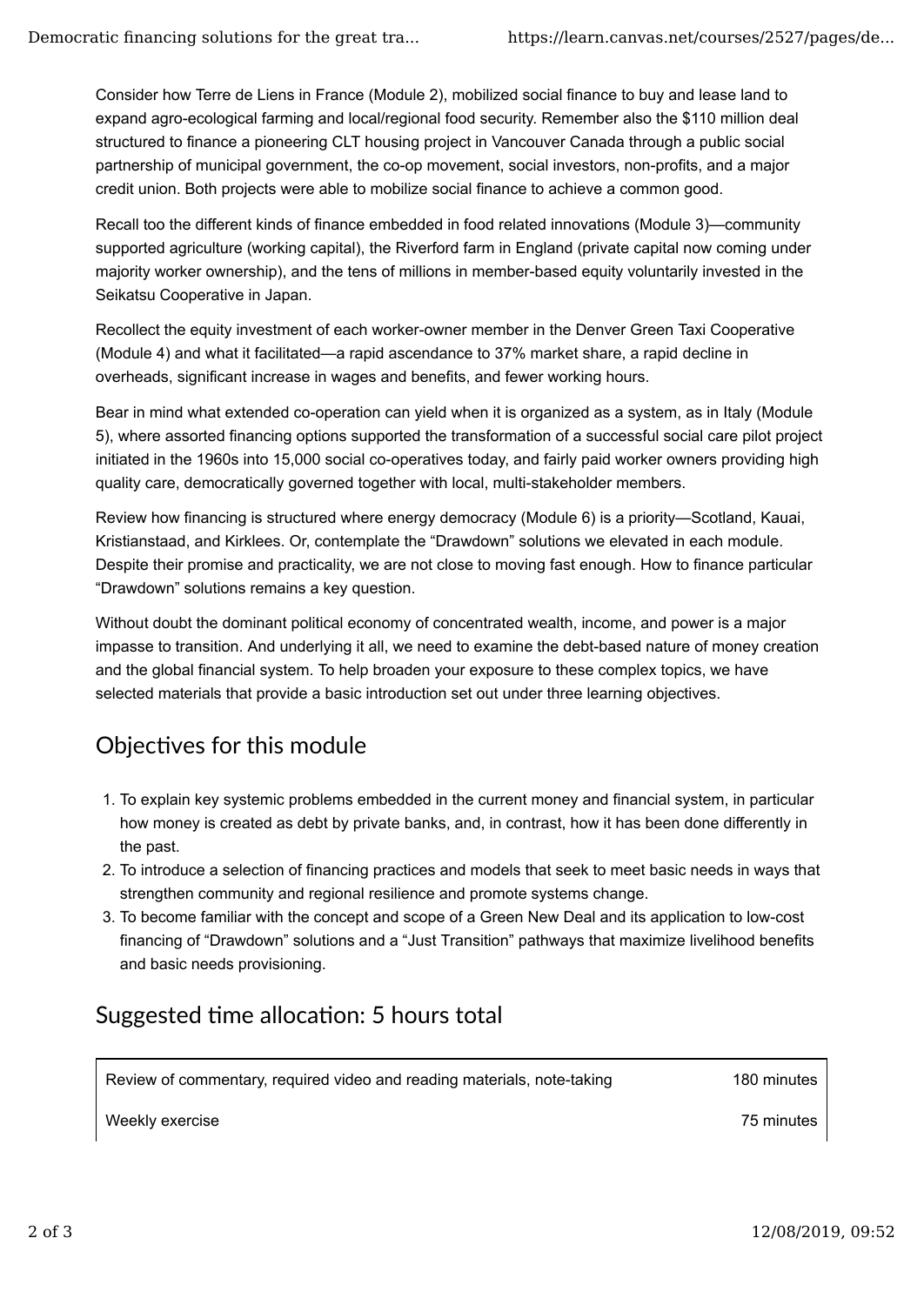Consider how Terre de Liens in France (Module 2), mobilized social finance to buy and lease land to expand agro-ecological farming and local/regional food security. Remember also the $110 million deal structured to finance a pioneering CLT housing project in Vancouver Canada through a public social partnership of municipal government, the co-op movement, social investors, non-profits, and a major credit union. Both projects were able to mobilize social finance to achieve a common good.

Recall too the different kinds of finance embedded in food related innovations (Module 3)—community supported agriculture (working capital), the Riverford farm in England (private capital now coming under majority worker ownership), and the tens of millions in member-based equity voluntarily invested in the Seikatsu Cooperative in Japan.

Recollect the equity investment of each worker-owner member in the Denver Green Taxi Cooperative (Module 4) and what it facilitated—a rapid ascendance to 37% market share, a rapid decline in overheads, significant increase in wages and benefits, and fewer working hours.

Bear in mind what extended co-operation can yield when it is organized as a system, as in Italy (Module 5), where assorted financing options supported the transformation of a successful social care pilot project initiated in the 1960s into 15,000 social co-operatives today, and fairly paid worker owners providing high quality care, democratically governed together with local, multi-stakeholder members.

Review how financing is structured where energy democracy (Module 6) is a priority—Scotland, Kauai, Kristianstaad, and Kirklees. Or, contemplate the "Drawdown" solutions we elevated in each module. Despite their promise and practicality, we are not close to moving fast enough. How to finance particular "Drawdown" solutions remains a key question.

Without doubt the dominant political economy of concentrated wealth, income, and power is a major impasse to transition. And underlying it all, we need to examine the debt-based nature of money creation and the global financial system. To help broaden your exposure to these complex topics, we have selected materials that provide a basic introduction set out under three learning objectives.

## Objectives for this module

1. To explain key systemic problems embedded in the current money and financial system, in particular how money is created as debt by private banks, and, in contrast, how it has been done differently in the past.
2. To introduce a selection of financing practices and models that seek to meet basic needs in ways that strengthen community and regional resilience and promote systems change.
3. To become familiar with the concept and scope of a Green New Deal and its application to low-cost financing of "Drawdown" solutions and a "Just Transition" pathways that maximize livelihood benefits and basic needs provisioning.

## Suggested time allocation: 5 hours total

| | |
|---|---|
| Review of commentary, required video and reading materials, note-taking | 180 minutes |
| Weekly exercise | 75 minutes |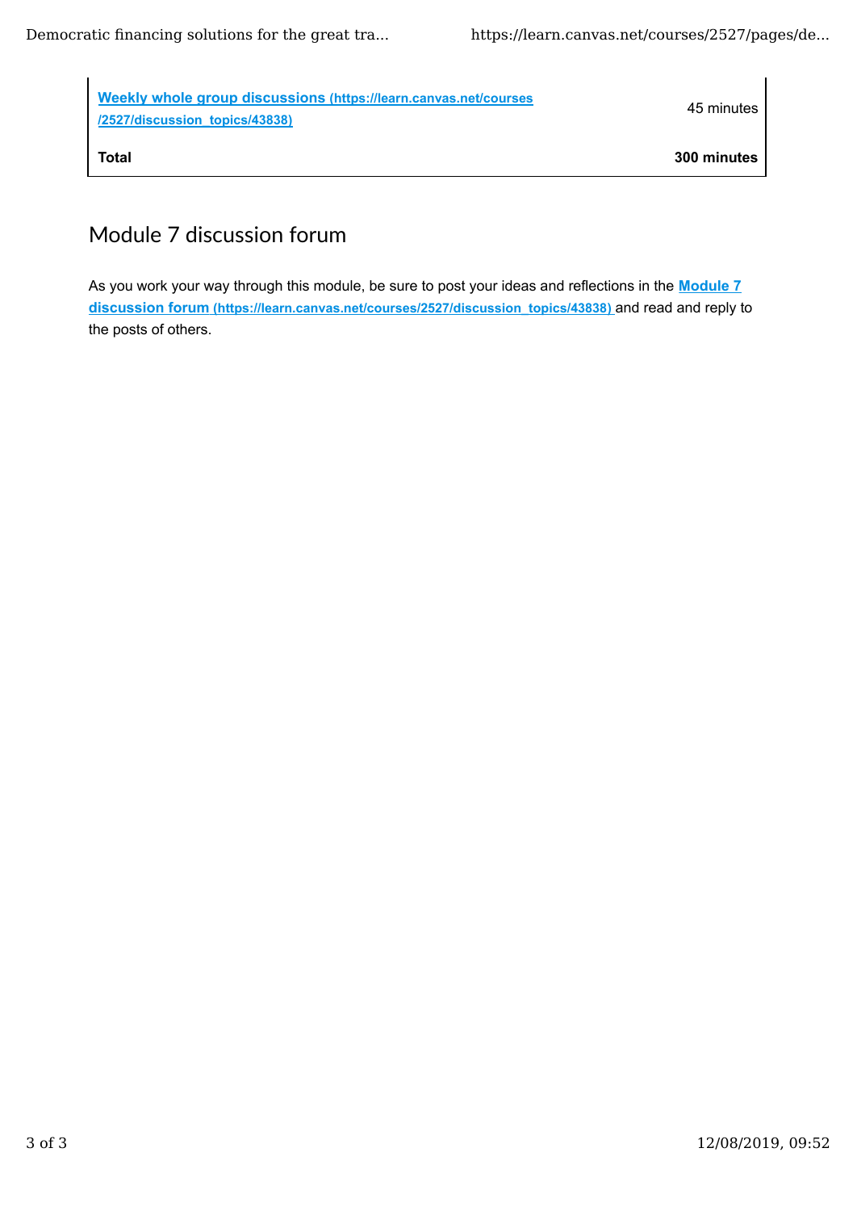| | |
|---|---|
| [Weekly whole group discussions](https://learn.canvas.net/courses/2527/discussion_topics/43838) (https://learn.canvas.net/courses/2527/discussion_topics/43838) | 45 minutes |
| **Total** | **300 minutes** |

## Module 7 discussion forum

As you work your way through this module, be sure to post your ideas and reflections in the [Module 7 discussion forum](https://learn.canvas.net/courses/2527/discussion_topics/43838) (https://learn.canvas.net/courses/2527/discussion_topics/43838) and read and reply to the posts of others.